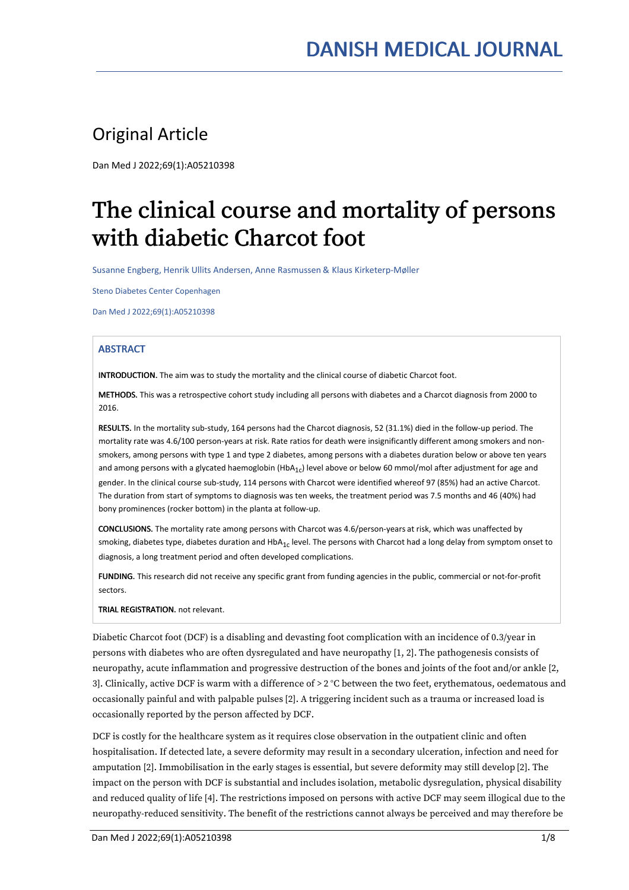# DANISH MEDICAL JOURNAL

## Original Article

Dan Med J 2022;69(1):A05210398

# The clinical course and mortality of persons with diabetic Charcot foot

Susanne Engberg, Henrik Ullits Andersen, Anne Rasmussen & Klaus Kirketerp-Møller

Steno Diabetes Center Copenhagen

Dan Med J 2022;69(1):A05210398

### ABSTRACT

**INTRODUCTION.** The aim was to study the mortality and the clinical course of diabetic Charcot foot.

**METHODS.** This was a retrospective cohort study including all persons with diabetes and a Charcot diagnosis from 2000 to 2016.

**RESULTS.** In the mortality sub-study, 164 persons had the Charcot diagnosis, 52 (31.1%) died in the follow-up period. The mortality rate was 4.6/100 person-years at risk. Rate ratios for death were insignificantly different among smokers and non-smokers, among persons with type 1 and type 2 diabetes, among persons with a diabetes duration below or above ten years and among persons with a glycated haemoglobin ($HbA_{1c}$) level above or below 60 mmol/mol after adjustment for age and gender. In the clinical course sub-study, 114 persons with Charcot were identified whereof 97 (85%) had an active Charcot. The duration from start of symptoms to diagnosis was ten weeks, the treatment period was 7.5 months and 46 (40%) had bony prominences (rocker bottom) in the planta at follow-up.

**CONCLUSIONS.** The mortality rate among persons with Charcot was 4.6/person-years at risk, which was unaffected by smoking, diabetes type, diabetes duration and $HbA_{1c}$ level. The persons with Charcot had a long delay from symptom onset to diagnosis, a long treatment period and often developed complications.

**FUNDING.** This research did not receive any specific grant from funding agencies in the public, commercial or not-for-profit sectors.

**TRIAL REGISTRATION.** not relevant.

Diabetic Charcot foot (DCF) is a disabling and devasting foot complication with an incidence of 0.3/year in persons with diabetes who are often dysregulated and have neuropathy [1, 2]. The pathogenesis consists of neuropathy, acute inflammation and progressive destruction of the bones and joints of the foot and/or ankle [2, 3]. Clinically, active DCF is warm with a difference of > 2 °C between the two feet, erythematous, oedematous and occasionally painful and with palpable pulses [2]. A triggering incident such as a trauma or increased load is occasionally reported by the person affected by DCF.

DCF is costly for the healthcare system as it requires close observation in the outpatient clinic and often hospitalisation. If detected late, a severe deformity may result in a secondary ulceration, infection and need for amputation [2]. Immobilisation in the early stages is essential, but severe deformity may still develop [2]. The impact on the person with DCF is substantial and includes isolation, metabolic dysregulation, physical disability and reduced quality of life [4]. The restrictions imposed on persons with active DCF may seem illogical due to the neuropathy-reduced sensitivity. The benefit of the restrictions cannot always be perceived and may therefore be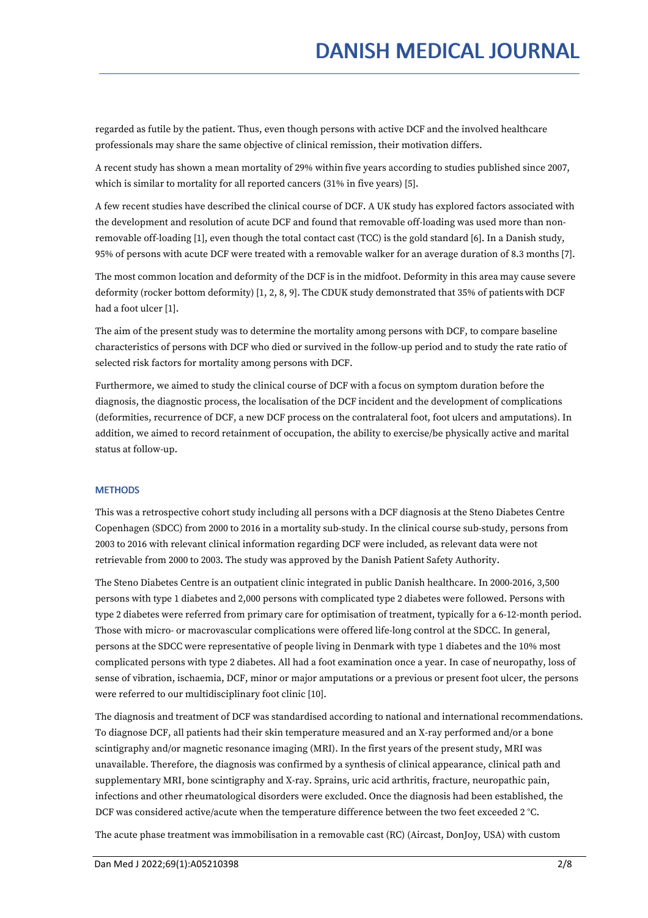regarded as futile by the patient. Thus, even though persons with active DCF and the involved healthcare professionals may share the same objective of clinical remission, their motivation differs.

A recent study has shown a mean mortality of 29% within five years according to studies published since 2007, which is similar to mortality for all reported cancers (31% in five years) [5].

A few recent studies have described the clinical course of DCF. A UK study has explored factors associated with the development and resolution of acute DCF and found that removable off-loading was used more than non-removable off-loading [1], even though the total contact cast (TCC) is the gold standard [6]. In a Danish study, 95% of persons with acute DCF were treated with a removable walker for an average duration of 8.3 months [7].

The most common location and deformity of the DCF is in the midfoot. Deformity in this area may cause severe deformity (rocker bottom deformity) [1, 2, 8, 9]. The CDUK study demonstrated that 35% of patients with DCF had a foot ulcer [1].

The aim of the present study was to determine the mortality among persons with DCF, to compare baseline characteristics of persons with DCF who died or survived in the follow-up period and to study the rate ratio of selected risk factors for mortality among persons with DCF.

Furthermore, we aimed to study the clinical course of DCF with a focus on symptom duration before the diagnosis, the diagnostic process, the localisation of the DCF incident and the development of complications (deformities, recurrence of DCF, a new DCF process on the contralateral foot, foot ulcers and amputations). In addition, we aimed to record retainment of occupation, the ability to exercise/be physically active and marital status at follow-up.

## METHODS

This was a retrospective cohort study including all persons with a DCF diagnosis at the Steno Diabetes Centre Copenhagen (SDCC) from 2000 to 2016 in a mortality sub-study. In the clinical course sub-study, persons from 2003 to 2016 with relevant clinical information regarding DCF were included, as relevant data were not retrievable from 2000 to 2003. The study was approved by the Danish Patient Safety Authority.

The Steno Diabetes Centre is an outpatient clinic integrated in public Danish healthcare. In 2000-2016, 3,500 persons with type 1 diabetes and 2,000 persons with complicated type 2 diabetes were followed. Persons with type 2 diabetes were referred from primary care for optimisation of treatment, typically for a 6-12-month period. Those with micro- or macrovascular complications were offered life-long control at the SDCC. In general, persons at the SDCC were representative of people living in Denmark with type 1 diabetes and the 10% most complicated persons with type 2 diabetes. All had a foot examination once a year. In case of neuropathy, loss of sense of vibration, ischaemia, DCF, minor or major amputations or a previous or present foot ulcer, the persons were referred to our multidisciplinary foot clinic [10].

The diagnosis and treatment of DCF was standardised according to national and international recommendations. To diagnose DCF, all patients had their skin temperature measured and an X-ray performed and/or a bone scintigraphy and/or magnetic resonance imaging (MRI). In the first years of the present study, MRI was unavailable. Therefore, the diagnosis was confirmed by a synthesis of clinical appearance, clinical path and supplementary MRI, bone scintigraphy and X-ray. Sprains, uric acid arthritis, fracture, neuropathic pain, infections and other rheumatological disorders were excluded. Once the diagnosis had been established, the DCF was considered active/acute when the temperature difference between the two feet exceeded 2 °C.

The acute phase treatment was immobilisation in a removable cast (RC) (Aircast, DonJoy, USA) with custom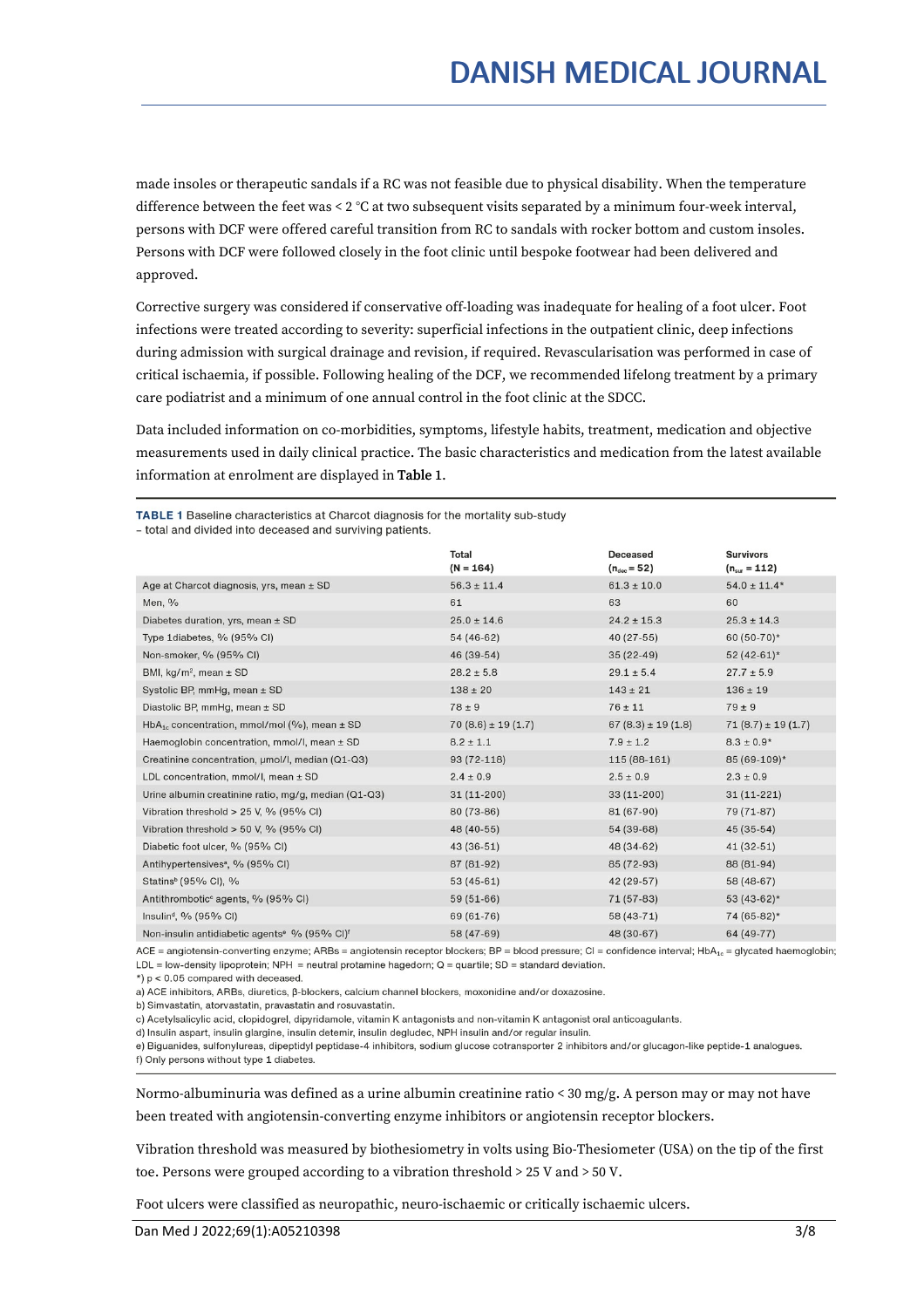made insoles or therapeutic sandals if a RC was not feasible due to physical disability. When the temperature difference between the feet was < 2 °C at two subsequent visits separated by a minimum four-week interval, persons with DCF were offered careful transition from RC to sandals with rocker bottom and custom insoles. Persons with DCF were followed closely in the foot clinic until bespoke footwear had been delivered and approved.

Corrective surgery was considered if conservative off-loading was inadequate for healing of a foot ulcer. Foot infections were treated according to severity: superficial infections in the outpatient clinic, deep infections during admission with surgical drainage and revision, if required. Revascularisation was performed in case of critical ischaemia, if possible. Following healing of the DCF, we recommended lifelong treatment by a primary care podiatrist and a minimum of one annual control in the foot clinic at the SDCC.

Data included information on co-morbidities, symptoms, lifestyle habits, treatment, medication and objective measurements used in daily clinical practice. The basic characteristics and medication from the latest available information at enrolment are displayed in **Table 1**.

**TABLE 1** Baseline characteristics at Charcot diagnosis for the mortality sub-study – total and divided into deceased and surviving patients.

| | Total (N = 164) | Deceased ($n_{dec}$ = 52) | Survivors ($n_{sur}$ = 112) |
|---|---|---|---|
| Age at Charcot diagnosis, yrs, mean ± SD | 56.3 ± 11.4 | 61.3 ± 10.0 | 54.0 ± 11.4* |
| Men, % | 61 | 63 | 60 |
| Diabetes duration, yrs, mean ± SD | 25.0 ± 14.6 | 24.2 ± 15.3 | 25.3 ± 14.3 |
| Type 1diabetes, % (95% CI) | 54 (46-62) | 40 (27-55) | 60 (50-70)* |
| Non-smoker, % (95% CI) | 46 (39-54) | 35 (22-49) | 52 (42-61)* |
| BMI, kg/m², mean ± SD | 28.2 ± 5.8 | 29.1 ± 5.4 | 27.7 ± 5.9 |
| Systolic BP, mmHg, mean ± SD | 138 ± 20 | 143 ± 21 | 136 ± 19 |
| Diastolic BP, mmHg, mean ± SD | 78 ± 9 | 76 ± 11 | 79 ± 9 |
| $HbA_{1c}$ concentration, mmol/mol (%), mean ± SD | 70 (8.6) ± 19 (1.7) | 67 (8.3) ± 19 (1.8) | 71 (8.7) ± 19 (1.7) |
| Haemoglobin concentration, mmol/l, mean ± SD | 8.2 ± 1.1 | 7.9 ± 1.2 | 8.3 ± 0.9* |
| Creatinine concentration, µmol/l, median (Q1-Q3) | 93 (72-118) | 115 (88-161) | 85 (69-109)* |
| LDL concentration, mmol/l, mean ± SD | 2.4 ± 0.9 | 2.5 ± 0.9 | 2.3 ± 0.9 |
| Urine albumin creatinine ratio, mg/g, median (Q1-Q3) | 31 (11-200) | 33 (11-200) | 31 (11-221) |
| Vibration threshold > 25 V, % (95% CI) | 80 (73-86) | 81 (67-90) | 79 (71-87) |
| Vibration threshold > 50 V, % (95% CI) | 48 (40-55) | 54 (39-68) | 45 (35-54) |
| Diabetic foot ulcer, % (95% CI) | 43 (36-51) | 48 (34-62) | 41 (32-51) |
| Antihypertensives[a], % (95% CI) | 87 (81-92) | 85 (72-93) | 88 (81-94) |
| Statins[b] (95% CI), % | 53 (45-61) | 42 (29-57) | 58 (48-67) |
| Antithrombotic[c] agents, % (95% CI) | 59 (51-66) | 71 (57-83) | 53 (43-62)* |
| Insulin[d], % (95% CI) | 69 (61-76) | 58 (43-71) | 74 (65-82)* |
| Non-insulin antidiabetic agents[e] % (95% CI)[f] | 58 (47-69) | 48 (30-67) | 64 (49-77) |

ACE = angiotensin-converting enzyme; ARBs = angiotensin receptor blockers; BP = blood pressure; CI = confidence interval; $HbA_{1c}$ = glycated haemoglobin; LDL = low-density lipoprotein; NPH = neutral protamine hagedorn; Q = quartile; SD = standard deviation.

\*) $p < 0.05$ compared with deceased.

a) ACE inhibitors, ARBs, diuretics, β-blockers, calcium channel blockers, moxonidine and/or doxazosine.

b) Simvastatin, atorvastatin, pravastatin and rosuvastatin.

c) Acetylsalicylic acid, clopidogrel, dipyridamole, vitamin K antagonists and non-vitamin K antagonist oral anticoagulants.

d) Insulin aspart, insulin glargine, insulin detemir, insulin degludec, NPH insulin and/or regular insulin.

e) Biguanides, sulfonylureas, dipeptidyl peptidase-4 inhibitors, sodium glucose cotransporter 2 inhibitors and/or glucagon-like peptide-1 analogues.

f) Only persons without type 1 diabetes.

Normo-albuminuria was defined as a urine albumin creatinine ratio < 30 mg/g. A person may or may not have been treated with angiotensin-converting enzyme inhibitors or angiotensin receptor blockers.

Vibration threshold was measured by biothesiometry in volts using Bio-Thesiometer (USA) on the tip of the first toe. Persons were grouped according to a vibration threshold > 25 V and > 50 V.

Foot ulcers were classified as neuropathic, neuro-ischaemic or critically ischaemic ulcers.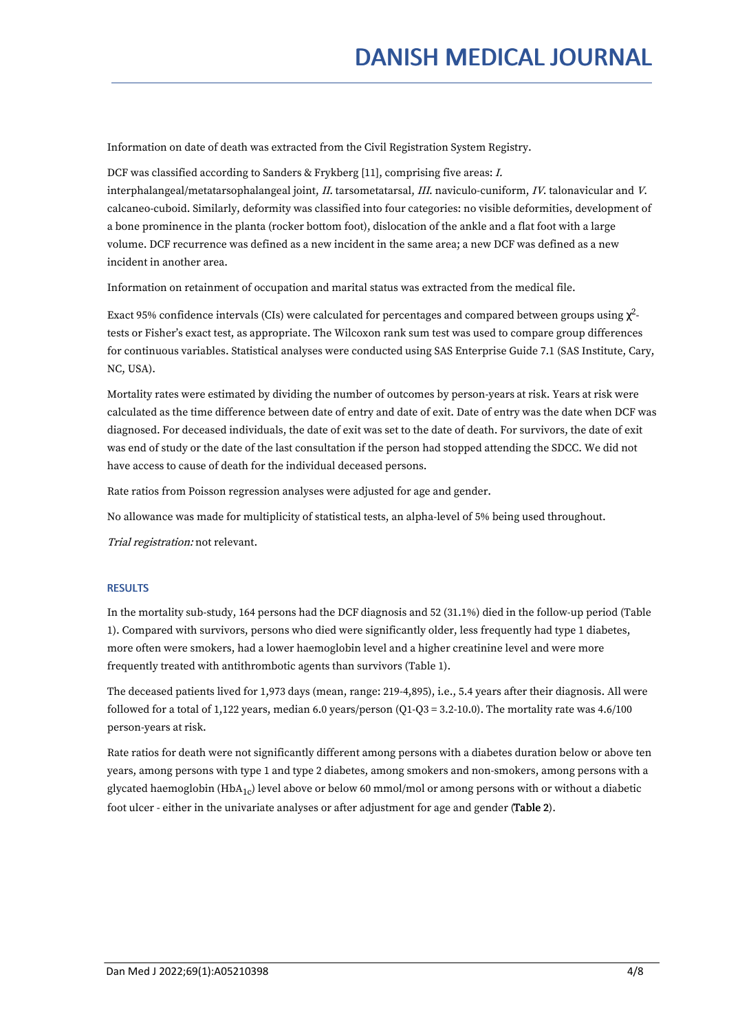Information on date of death was extracted from the Civil Registration System Registry.

DCF was classified according to Sanders & Frykberg [11], comprising five areas: *I.* interphalangeal/metatarsophalangeal joint, *II.* tarsometatarsal, *III.* naviculo-cuniform, *IV.* talonavicular and *V.* calcaneo-cuboid. Similarly, deformity was classified into four categories: no visible deformities, development of a bone prominence in the planta (rocker bottom foot), dislocation of the ankle and a flat foot with a large volume. DCF recurrence was defined as a new incident in the same area; a new DCF was defined as a new incident in another area.

Information on retainment of occupation and marital status was extracted from the medical file.

Exact 95% confidence intervals (CIs) were calculated for percentages and compared between groups using $\chi^2$-tests or Fisher's exact test, as appropriate. The Wilcoxon rank sum test was used to compare group differences for continuous variables. Statistical analyses were conducted using SAS Enterprise Guide 7.1 (SAS Institute, Cary, NC, USA).

Mortality rates were estimated by dividing the number of outcomes by person-years at risk. Years at risk were calculated as the time difference between date of entry and date of exit. Date of entry was the date when DCF was diagnosed. For deceased individuals, the date of exit was set to the date of death. For survivors, the date of exit was end of study or the date of the last consultation if the person had stopped attending the SDCC. We did not have access to cause of death for the individual deceased persons.

Rate ratios from Poisson regression analyses were adjusted for age and gender.

No allowance was made for multiplicity of statistical tests, an alpha-level of 5% being used throughout.

*Trial registration:* not relevant.

## RESULTS

In the mortality sub-study, 164 persons had the DCF diagnosis and 52 (31.1%) died in the follow-up period (Table 1). Compared with survivors, persons who died were significantly older, less frequently had type 1 diabetes, more often were smokers, had a lower haemoglobin level and a higher creatinine level and were more frequently treated with antithrombotic agents than survivors (Table 1).

The deceased patients lived for 1,973 days (mean, range: 219-4,895), i.e., 5.4 years after their diagnosis. All were followed for a total of 1,122 years, median 6.0 years/person (Q1-Q3 = 3.2-10.0). The mortality rate was 4.6/100 person-years at risk.

Rate ratios for death were not significantly different among persons with a diabetes duration below or above ten years, among persons with type 1 and type 2 diabetes, among smokers and non-smokers, among persons with a glycated haemoglobin ($HbA_{1c}$) level above or below 60 mmol/mol or among persons with or without a diabetic foot ulcer - either in the univariate analyses or after adjustment for age and gender (**Table 2**).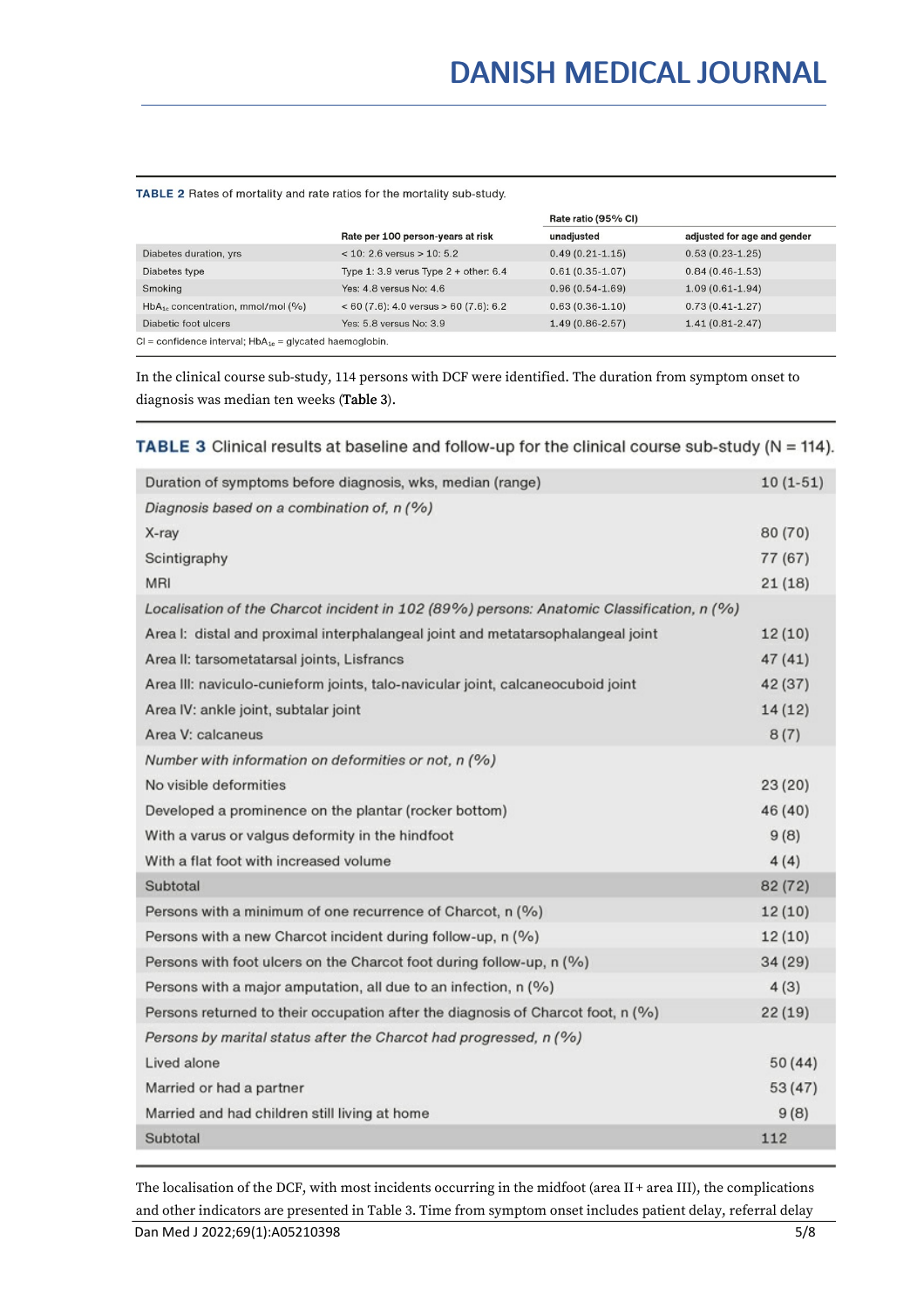**TABLE 2** Rates of mortality and rate ratios for the mortality sub-study.

| | Rate per 100 person-years at risk | Rate ratio (95% CI) | |
|---|---|---|---|
| | | unadjusted | adjusted for age and gender |
| Diabetes duration, yrs | < 10: 2.6 versus > 10: 5.2 | 0.49 (0.21-1.15) | 0.53 (0.23-1.25) |
| Diabetes type | Type 1: 3.9 verus Type 2 + other: 6.4 | 0.61 (0.35-1.07) | 0.84 (0.46-1.53) |
| Smoking | Yes: 4.8 versus No: 4.6 | 0.96 (0.54-1.69) | 1.09 (0.61-1.94) |
| $HbA_{1c}$ concentration, mmol/mol (%) | < 60 (7.6): 4.0 versus > 60 (7.6): 6.2 | 0.63 (0.36-1.10) | 0.73 (0.41-1.27) |
| Diabetic foot ulcers | Yes: 5.8 versus No: 3.9 | 1.49 (0.86-2.57) | 1.41 (0.81-2.47) |

CI = confidence interval; $HbA_{1c}$ = glycated haemoglobin.

In the clinical course sub-study, 114 persons with DCF were identified. The duration from symptom onset to diagnosis was median ten weeks (Table 3).

**TABLE 3** Clinical results at baseline and follow-up for the clinical course sub-study (N = 114).

| | |
|---|---|
| Duration of symptoms before diagnosis, wks, median (range) | 10 (1-51) |
| *Diagnosis based on a combination of, n (%)* | |
| X-ray | 80 (70) |
| Scintigraphy | 77 (67) |
| MRI | 21 (18) |
| *Localisation of the Charcot incident in 102 (89%) persons: Anatomic Classification, n (%)* | |
| Area I: distal and proximal interphalangeal joint and metatarsophalangeal joint | 12 (10) |
| Area II: tarsometatarsal joints, Lisfrancs | 47 (41) |
| Area III: naviculo-cunieform joints, talo-navicular joint, calcaneocuboid joint | 42 (37) |
| Area IV: ankle joint, subtalar joint | 14 (12) |
| Area V: calcaneus | 8 (7) |
| *Number with information on deformities or not, n (%)* | |
| No visible deformities | 23 (20) |
| Developed a prominence on the plantar (rocker bottom) | 46 (40) |
| With a varus or valgus deformity in the hindfoot | 9 (8) |
| With a flat foot with increased volume | 4 (4) |
| Subtotal | 82 (72) |
| Persons with a minimum of one recurrence of Charcot, n (%) | 12 (10) |
| Persons with a new Charcot incident during follow-up, n (%) | 12 (10) |
| Persons with foot ulcers on the Charcot foot during follow-up, n (%) | 34 (29) |
| Persons with a major amputation, all due to an infection, n (%) | 4 (3) |
| Persons returned to their occupation after the diagnosis of Charcot foot, n (%) | 22 (19) |
| *Persons by marital status after the Charcot had progressed, n (%)* | |
| Lived alone | 50 (44) |
| Married or had a partner | 53 (47) |
| Married and had children still living at home | 9 (8) |
| Subtotal | 112 |

The localisation of the DCF, with most incidents occurring in the midfoot (area II + area III), the complications and other indicators are presented in Table 3. Time from symptom onset includes patient delay, referral delay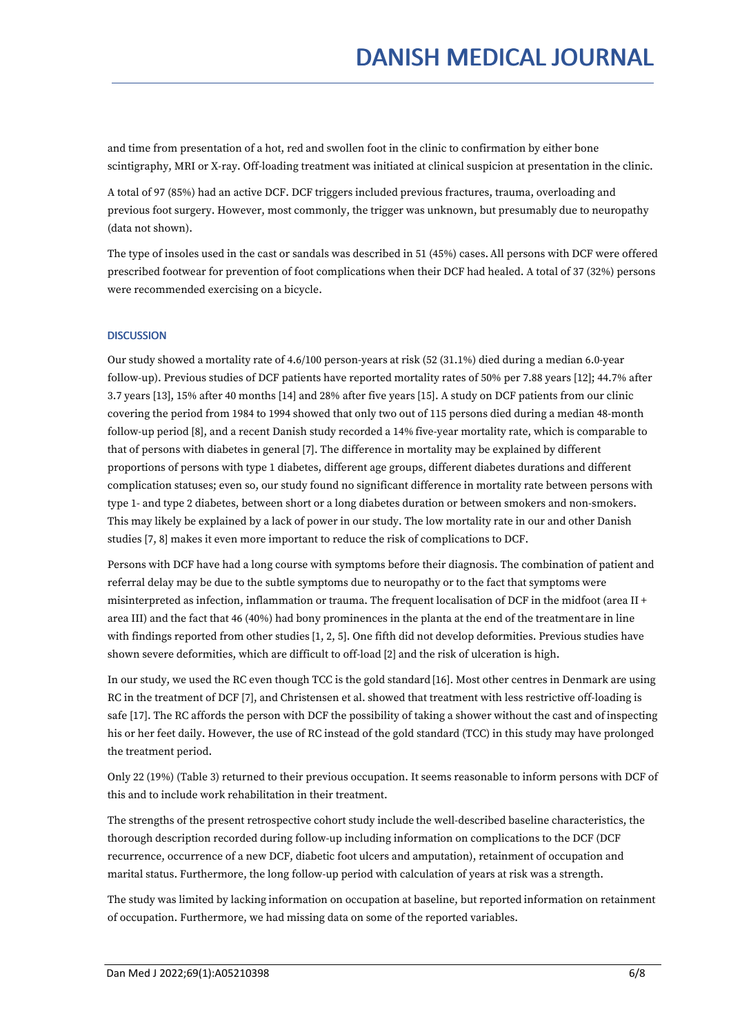and time from presentation of a hot, red and swollen foot in the clinic to confirmation by either bone scintigraphy, MRI or X-ray. Off-loading treatment was initiated at clinical suspicion at presentation in the clinic.

A total of 97 (85%) had an active DCF. DCF triggers included previous fractures, trauma, overloading and previous foot surgery. However, most commonly, the trigger was unknown, but presumably due to neuropathy (data not shown).

The type of insoles used in the cast or sandals was described in 51 (45%) cases. All persons with DCF were offered prescribed footwear for prevention of foot complications when their DCF had healed. A total of 37 (32%) persons were recommended exercising on a bicycle.

## DISCUSSION

Our study showed a mortality rate of 4.6/100 person-years at risk (52 (31.1%) died during a median 6.0-year follow-up). Previous studies of DCF patients have reported mortality rates of 50% per 7.88 years [12]; 44.7% after 3.7 years [13], 15% after 40 months [14] and 28% after five years [15]. A study on DCF patients from our clinic covering the period from 1984 to 1994 showed that only two out of 115 persons died during a median 48-month follow-up period [8], and a recent Danish study recorded a 14% five-year mortality rate, which is comparable to that of persons with diabetes in general [7]. The difference in mortality may be explained by different proportions of persons with type 1 diabetes, different age groups, different diabetes durations and different complication statuses; even so, our study found no significant difference in mortality rate between persons with type 1- and type 2 diabetes, between short or a long diabetes duration or between smokers and non-smokers. This may likely be explained by a lack of power in our study. The low mortality rate in our and other Danish studies [7, 8] makes it even more important to reduce the risk of complications to DCF.

Persons with DCF have had a long course with symptoms before their diagnosis. The combination of patient and referral delay may be due to the subtle symptoms due to neuropathy or to the fact that symptoms were misinterpreted as infection, inflammation or trauma. The frequent localisation of DCF in the midfoot (area II + area III) and the fact that 46 (40%) had bony prominences in the planta at the end of the treatment are in line with findings reported from other studies [1, 2, 5]. One fifth did not develop deformities. Previous studies have shown severe deformities, which are difficult to off-load [2] and the risk of ulceration is high.

In our study, we used the RC even though TCC is the gold standard [16]. Most other centres in Denmark are using RC in the treatment of DCF [7], and Christensen et al. showed that treatment with less restrictive off-loading is safe [17]. The RC affords the person with DCF the possibility of taking a shower without the cast and of inspecting his or her feet daily. However, the use of RC instead of the gold standard (TCC) in this study may have prolonged the treatment period.

Only 22 (19%) (Table 3) returned to their previous occupation. It seems reasonable to inform persons with DCF of this and to include work rehabilitation in their treatment.

The strengths of the present retrospective cohort study include the well-described baseline characteristics, the thorough description recorded during follow-up including information on complications to the DCF (DCF recurrence, occurrence of a new DCF, diabetic foot ulcers and amputation), retainment of occupation and marital status. Furthermore, the long follow-up period with calculation of years at risk was a strength.

The study was limited by lacking information on occupation at baseline, but reported information on retainment of occupation. Furthermore, we had missing data on some of the reported variables.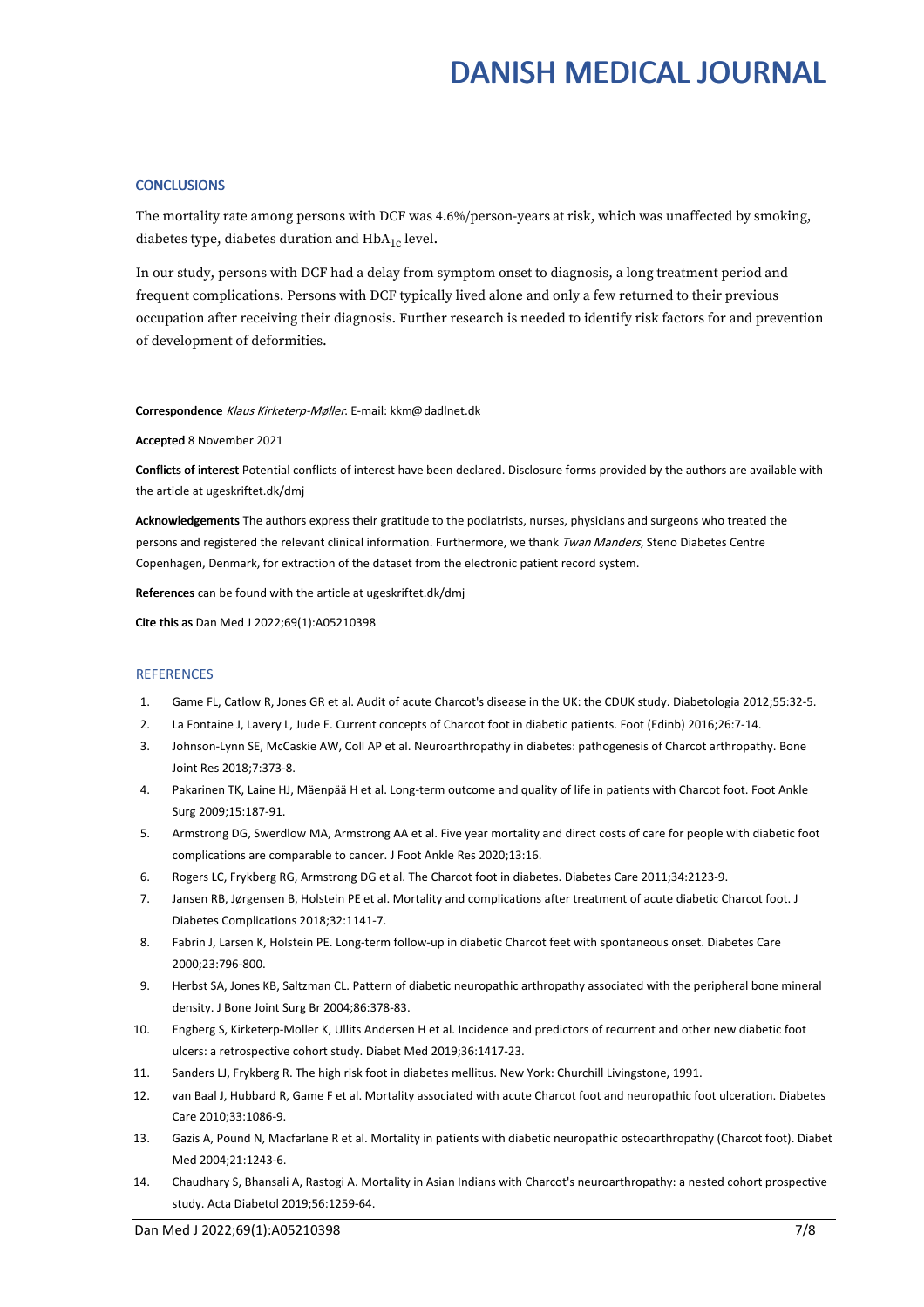## CONCLUSIONS

The mortality rate among persons with DCF was 4.6%/person-years at risk, which was unaffected by smoking, diabetes type, diabetes duration and $HbA_{1c}$ level.

In our study, persons with DCF had a delay from symptom onset to diagnosis, a long treatment period and frequent complications. Persons with DCF typically lived alone and only a few returned to their previous occupation after receiving their diagnosis. Further research is needed to identify risk factors for and prevention of development of deformities.

**Correspondence** *Klaus Kirketerp-Møller*. E-mail: kkm@dadlnet.dk

**Accepted** 8 November 2021

**Conflicts of interest** Potential conflicts of interest have been declared. Disclosure forms provided by the authors are available with the article at ugeskriftet.dk/dmj

**Acknowledgements** The authors express their gratitude to the podiatrists, nurses, physicians and surgeons who treated the persons and registered the relevant clinical information. Furthermore, we thank *Twan Manders*, Steno Diabetes Centre Copenhagen, Denmark, for extraction of the dataset from the electronic patient record system.

**References** can be found with the article at ugeskriftet.dk/dmj

**Cite this as** Dan Med J 2022;69(1):A05210398

## REFERENCES

1. Game FL, Catlow R, Jones GR et al. Audit of acute Charcot's disease in the UK: the CDUK study. Diabetologia 2012;55:32-5.
2. La Fontaine J, Lavery L, Jude E. Current concepts of Charcot foot in diabetic patients. Foot (Edinb) 2016;26:7-14.
3. Johnson-Lynn SE, McCaskie AW, Coll AP et al. Neuroarthropathy in diabetes: pathogenesis of Charcot arthropathy. Bone Joint Res 2018;7:373-8.
4. Pakarinen TK, Laine HJ, Mäenpää H et al. Long-term outcome and quality of life in patients with Charcot foot. Foot Ankle Surg 2009;15:187-91.
5. Armstrong DG, Swerdlow MA, Armstrong AA et al. Five year mortality and direct costs of care for people with diabetic foot complications are comparable to cancer. J Foot Ankle Res 2020;13:16.
6. Rogers LC, Frykberg RG, Armstrong DG et al. The Charcot foot in diabetes. Diabetes Care 2011;34:2123-9.
7. Jansen RB, Jørgensen B, Holstein PE et al. Mortality and complications after treatment of acute diabetic Charcot foot. J Diabetes Complications 2018;32:1141-7.
8. Fabrin J, Larsen K, Holstein PE. Long-term follow-up in diabetic Charcot feet with spontaneous onset. Diabetes Care 2000;23:796-800.
9. Herbst SA, Jones KB, Saltzman CL. Pattern of diabetic neuropathic arthropathy associated with the peripheral bone mineral density. J Bone Joint Surg Br 2004;86:378-83.
10. Engberg S, Kirketerp-Moller K, Ullits Andersen H et al. Incidence and predictors of recurrent and other new diabetic foot ulcers: a retrospective cohort study. Diabet Med 2019;36:1417-23.
11. Sanders LJ, Frykberg R. The high risk foot in diabetes mellitus. New York: Churchill Livingstone, 1991.
12. van Baal J, Hubbard R, Game F et al. Mortality associated with acute Charcot foot and neuropathic foot ulceration. Diabetes Care 2010;33:1086-9.
13. Gazis A, Pound N, Macfarlane R et al. Mortality in patients with diabetic neuropathic osteoarthropathy (Charcot foot). Diabet Med 2004;21:1243-6.
14. Chaudhary S, Bhansali A, Rastogi A. Mortality in Asian Indians with Charcot's neuroarthropathy: a nested cohort prospective study. Acta Diabetol 2019;56:1259-64.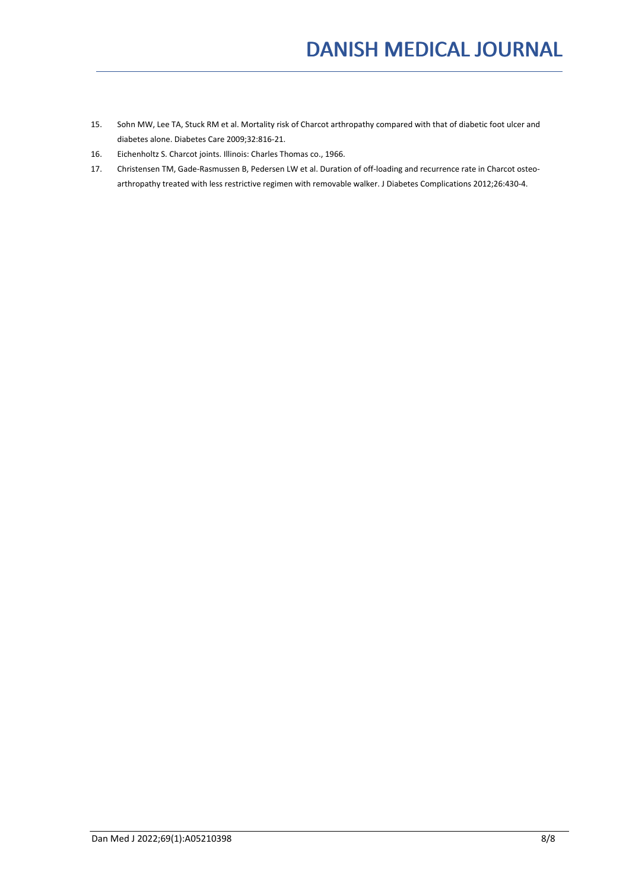15. Sohn MW, Lee TA, Stuck RM et al. Mortality risk of Charcot arthropathy compared with that of diabetic foot ulcer and diabetes alone. Diabetes Care 2009;32:816-21.
16. Eichenholtz S. Charcot joints. Illinois: Charles Thomas co., 1966.
17. Christensen TM, Gade-Rasmussen B, Pedersen LW et al. Duration of off-loading and recurrence rate in Charcot osteo-arthropathy treated with less restrictive regimen with removable walker. J Diabetes Complications 2012;26:430-4.